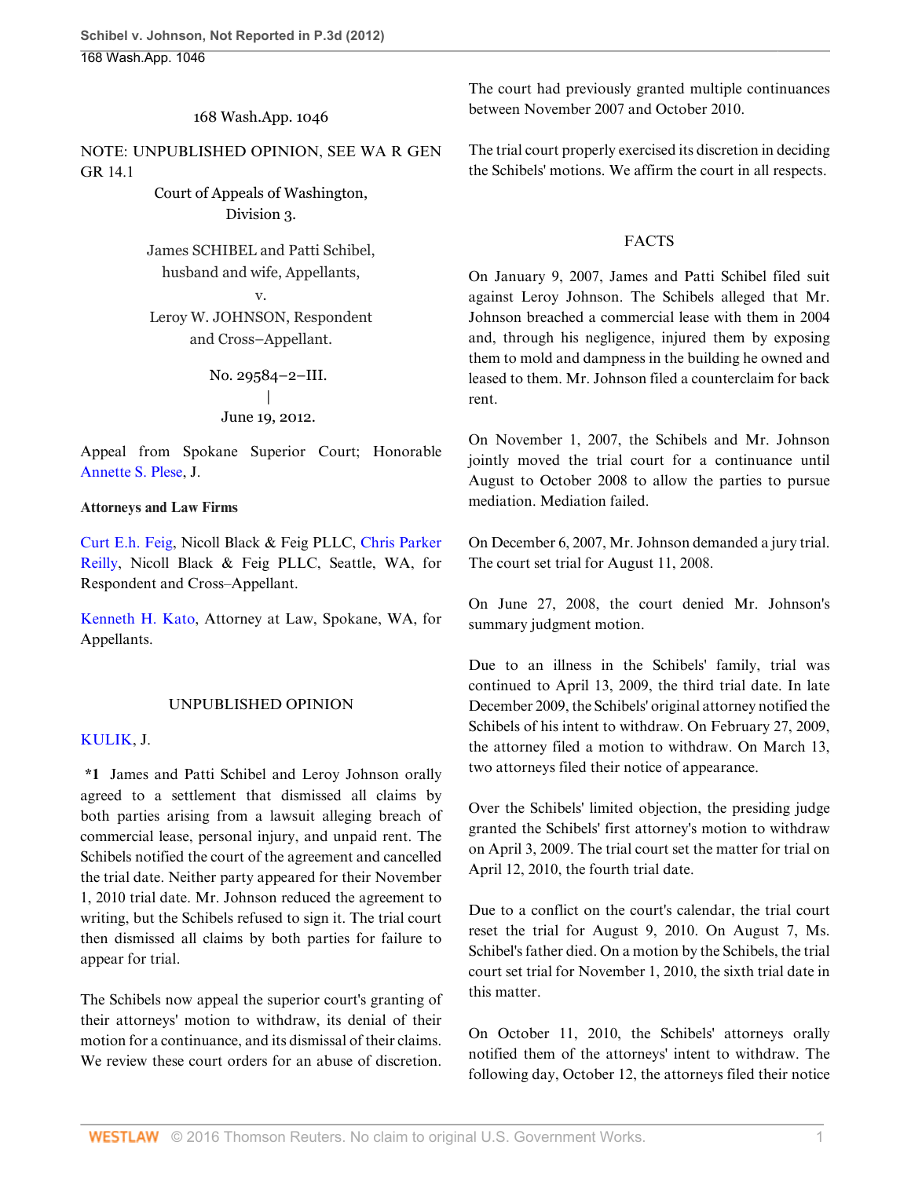168 Wash.App. 1046

NOTE: UNPUBLISHED OPINION, SEE WA R GEN GR 14.1

Court of Appeals of Washington,
Division 3.

James SCHIBEL and Patti Schibel, husband and wife, Appellants,
v.
Leroy W. JOHNSON, Respondent and Cross–Appellant.

No. 29584–2–III.
|
June 19, 2012.

Appeal from Spokane Superior Court; Honorable Annette S. Plese, J.

**Attorneys and Law Firms**

Curt E.h. Feig, Nicoll Black & Feig PLLC, Chris Parker Reilly, Nicoll Black & Feig PLLC, Seattle, WA, for Respondent and Cross–Appellant.

Kenneth H. Kato, Attorney at Law, Spokane, WA, for Appellants.

## UNPUBLISHED OPINION

KULIK, J.

**\*1** James and Patti Schibel and Leroy Johnson orally agreed to a settlement that dismissed all claims by both parties arising from a lawsuit alleging breach of commercial lease, personal injury, and unpaid rent. The Schibels notified the court of the agreement and cancelled the trial date. Neither party appeared for their November 1, 2010 trial date. Mr. Johnson reduced the agreement to writing, but the Schibels refused to sign it. The trial court then dismissed all claims by both parties for failure to appear for trial.

The Schibels now appeal the superior court's granting of their attorneys' motion to withdraw, its denial of their motion for a continuance, and its dismissal of their claims. We review these court orders for an abuse of discretion. The court had previously granted multiple continuances between November 2007 and October 2010.

The trial court properly exercised its discretion in deciding the Schibels' motions. We affirm the court in all respects.

## FACTS

On January 9, 2007, James and Patti Schibel filed suit against Leroy Johnson. The Schibels alleged that Mr. Johnson breached a commercial lease with them in 2004 and, through his negligence, injured them by exposing them to mold and dampness in the building he owned and leased to them. Mr. Johnson filed a counterclaim for back rent.

On November 1, 2007, the Schibels and Mr. Johnson jointly moved the trial court for a continuance until August to October 2008 to allow the parties to pursue mediation. Mediation failed.

On December 6, 2007, Mr. Johnson demanded a jury trial. The court set trial for August 11, 2008.

On June 27, 2008, the court denied Mr. Johnson's summary judgment motion.

Due to an illness in the Schibels' family, trial was continued to April 13, 2009, the third trial date. In late December 2009, the Schibels' original attorney notified the Schibels of his intent to withdraw. On February 27, 2009, the attorney filed a motion to withdraw. On March 13, two attorneys filed their notice of appearance.

Over the Schibels' limited objection, the presiding judge granted the Schibels' first attorney's motion to withdraw on April 3, 2009. The trial court set the matter for trial on April 12, 2010, the fourth trial date.

Due to a conflict on the court's calendar, the trial court reset the trial for August 9, 2010. On August 7, Ms. Schibel's father died. On a motion by the Schibels, the trial court set trial for November 1, 2010, the sixth trial date in this matter.

On October 11, 2010, the Schibels' attorneys orally notified them of the attorneys' intent to withdraw. The following day, October 12, the attorneys filed their notice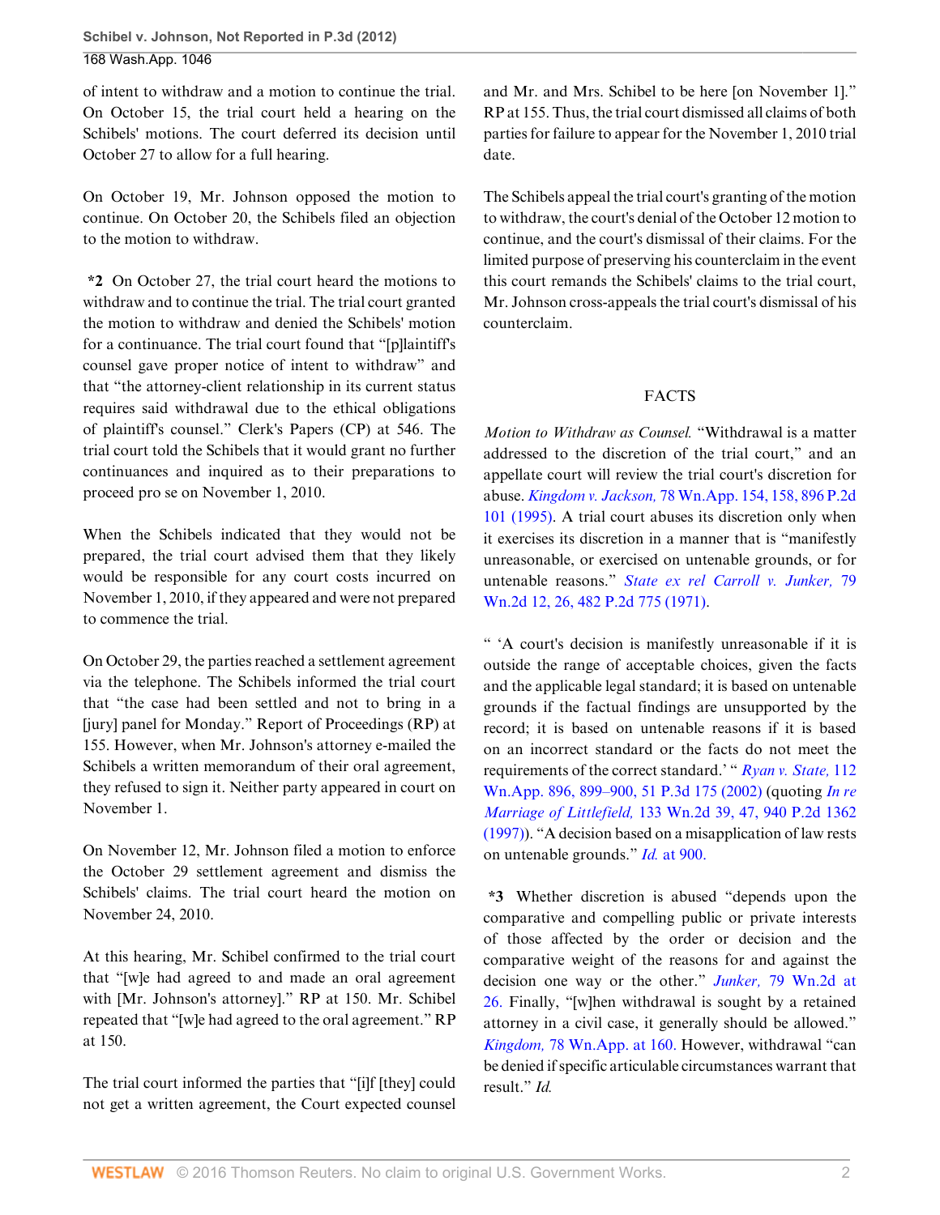of intent to withdraw and a motion to continue the trial. On October 15, the trial court held a hearing on the Schibels' motions. The court deferred its decision until October 27 to allow for a full hearing.

On October 19, Mr. Johnson opposed the motion to continue. On October 20, the Schibels filed an objection to the motion to withdraw.

**\*2** On October 27, the trial court heard the motions to withdraw and to continue the trial. The trial court granted the motion to withdraw and denied the Schibels' motion for a continuance. The trial court found that "[p]laintiff's counsel gave proper notice of intent to withdraw" and that "the attorney-client relationship in its current status requires said withdrawal due to the ethical obligations of plaintiff's counsel." Clerk's Papers (CP) at 546. The trial court told the Schibels that it would grant no further continuances and inquired as to their preparations to proceed pro se on November 1, 2010.

When the Schibels indicated that they would not be prepared, the trial court advised them that they likely would be responsible for any court costs incurred on November 1, 2010, if they appeared and were not prepared to commence the trial.

On October 29, the parties reached a settlement agreement via the telephone. The Schibels informed the trial court that "the case had been settled and not to bring in a [jury] panel for Monday." Report of Proceedings (RP) at 155. However, when Mr. Johnson's attorney e-mailed the Schibels a written memorandum of their oral agreement, they refused to sign it. Neither party appeared in court on November 1.

On November 12, Mr. Johnson filed a motion to enforce the October 29 settlement agreement and dismiss the Schibels' claims. The trial court heard the motion on November 24, 2010.

At this hearing, Mr. Schibel confirmed to the trial court that "[w]e had agreed to and made an oral agreement with [Mr. Johnson's attorney]." RP at 150. Mr. Schibel repeated that "[w]e had agreed to the oral agreement." RP at 150.

The trial court informed the parties that "[i]f [they] could not get a written agreement, the Court expected counsel and Mr. and Mrs. Schibel to be here [on November 1]." RP at 155. Thus, the trial court dismissed all claims of both parties for failure to appear for the November 1, 2010 trial date.

The Schibels appeal the trial court's granting of the motion to withdraw, the court's denial of the October 12 motion to continue, and the court's dismissal of their claims. For the limited purpose of preserving his counterclaim in the event this court remands the Schibels' claims to the trial court, Mr. Johnson cross-appeals the trial court's dismissal of his counterclaim.

## FACTS

*Motion to Withdraw as Counsel.* "Withdrawal is a matter addressed to the discretion of the trial court," and an appellate court will review the trial court's discretion for abuse. *Kingdom v. Jackson,* 78 Wn.App. 154, 158, 896 P.2d 101 (1995). A trial court abuses its discretion only when it exercises its discretion in a manner that is "manifestly unreasonable, or exercised on untenable grounds, or for untenable reasons." *State ex rel Carroll v. Junker,* 79 Wn.2d 12, 26, 482 P.2d 775 (1971).

" 'A court's decision is manifestly unreasonable if it is outside the range of acceptable choices, given the facts and the applicable legal standard; it is based on untenable grounds if the factual findings are unsupported by the record; it is based on untenable reasons if it is based on an incorrect standard or the facts do not meet the requirements of the correct standard.' " *Ryan v. State,* 112 Wn.App. 896, 899–900, 51 P.3d 175 (2002) (quoting *In re Marriage of Littlefield,* 133 Wn.2d 39, 47, 940 P.2d 1362 (1997)). "A decision based on a misapplication of law rests on untenable grounds." *Id.* at 900.

**\*3** Whether discretion is abused "depends upon the comparative and compelling public or private interests of those affected by the order or decision and the comparative weight of the reasons for and against the decision one way or the other." *Junker,* 79 Wn.2d at 26. Finally, "[w]hen withdrawal is sought by a retained attorney in a civil case, it generally should be allowed." *Kingdom,* 78 Wn.App. at 160. However, withdrawal "can be denied if specific articulable circumstances warrant that result." *Id.*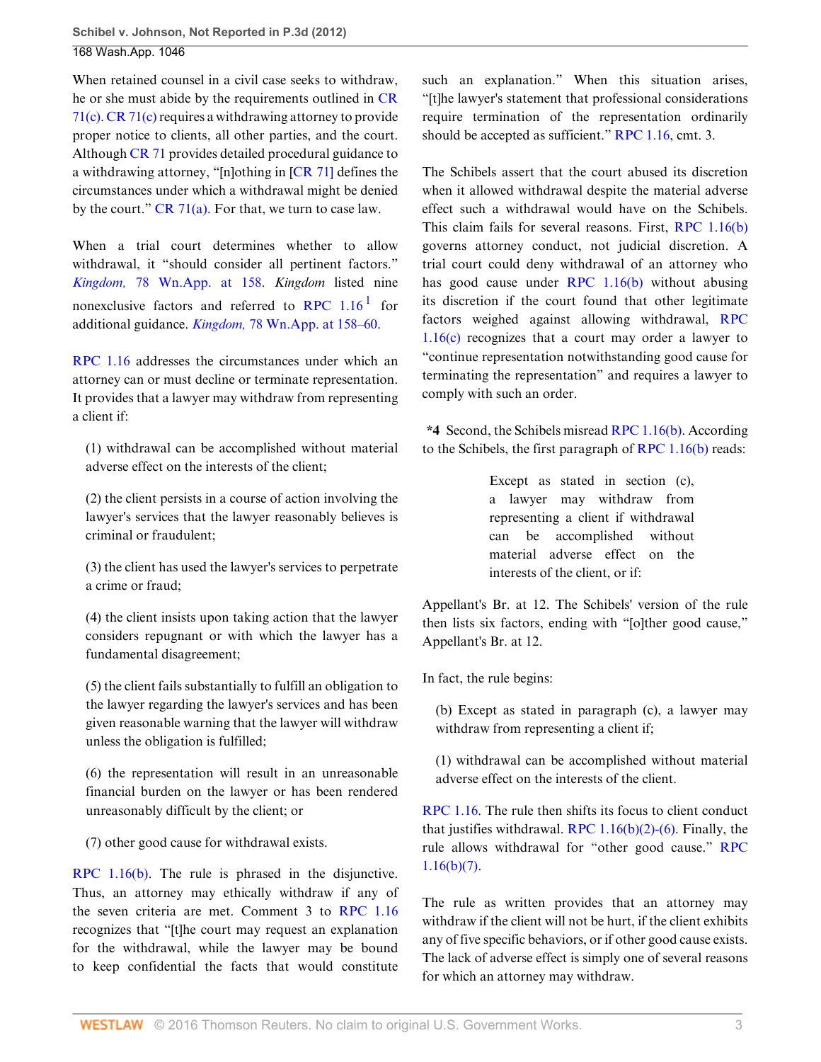When retained counsel in a civil case seeks to withdraw, he or she must abide by the requirements outlined in CR 71(c). CR 71(c) requires a withdrawing attorney to provide proper notice to clients, all other parties, and the court. Although CR 71 provides detailed procedural guidance to a withdrawing attorney, "[n]othing in [CR 71] defines the circumstances under which a withdrawal might be denied by the court." CR 71(a). For that, we turn to case law.

When a trial court determines whether to allow withdrawal, it "should consider all pertinent factors." *Kingdom,* 78 Wn.App. at 158. *Kingdom* listed nine nonexclusive factors and referred to RPC 1.16[1] for additional guidance. *Kingdom,* 78 Wn.App. at 158–60.

RPC 1.16 addresses the circumstances under which an attorney can or must decline or terminate representation. It provides that a lawyer may withdraw from representing a client if:

> (1) withdrawal can be accomplished without material adverse effect on the interests of the client;
>
> (2) the client persists in a course of action involving the lawyer's services that the lawyer reasonably believes is criminal or fraudulent;
>
> (3) the client has used the lawyer's services to perpetrate a crime or fraud;
>
> (4) the client insists upon taking action that the lawyer considers repugnant or with which the lawyer has a fundamental disagreement;
>
> (5) the client fails substantially to fulfill an obligation to the lawyer regarding the lawyer's services and has been given reasonable warning that the lawyer will withdraw unless the obligation is fulfilled;
>
> (6) the representation will result in an unreasonable financial burden on the lawyer or has been rendered unreasonably difficult by the client; or
>
> (7) other good cause for withdrawal exists.

RPC 1.16(b). The rule is phrased in the disjunctive. Thus, an attorney may ethically withdraw if any of the seven criteria are met. Comment 3 to RPC 1.16 recognizes that "[t]he court may request an explanation for the withdrawal, while the lawyer may be bound to keep confidential the facts that would constitute such an explanation." When this situation arises, "[t]he lawyer's statement that professional considerations require termination of the representation ordinarily should be accepted as sufficient." RPC 1.16, cmt. 3.

The Schibels assert that the court abused its discretion when it allowed withdrawal despite the material adverse effect such a withdrawal would have on the Schibels. This claim fails for several reasons. First, RPC 1.16(b) governs attorney conduct, not judicial discretion. A trial court could deny withdrawal of an attorney who has good cause under RPC 1.16(b) without abusing its discretion if the court found that other legitimate factors weighed against allowing withdrawal, RPC 1.16(c) recognizes that a court may order a lawyer to "continue representation notwithstanding good cause for terminating the representation" and requires a lawyer to comply with such an order.

**\*4** Second, the Schibels misread RPC 1.16(b). According to the Schibels, the first paragraph of RPC 1.16(b) reads:

> Except as stated in section (c), a lawyer may withdraw from representing a client if withdrawal can be accomplished without material adverse effect on the interests of the client, or if:

Appellant's Br. at 12. The Schibels' version of the rule then lists six factors, ending with "[o]ther good cause," Appellant's Br. at 12.

In fact, the rule begins:

> (b) Except as stated in paragraph (c), a lawyer may withdraw from representing a client if;
>
> (1) withdrawal can be accomplished without material adverse effect on the interests of the client.

RPC 1.16. The rule then shifts its focus to client conduct that justifies withdrawal. RPC 1.16(b)(2)-(6). Finally, the rule allows withdrawal for "other good cause." RPC 1.16(b)(7).

The rule as written provides that an attorney may withdraw if the client will not be hurt, if the client exhibits any of five specific behaviors, or if other good cause exists. The lack of adverse effect is simply one of several reasons for which an attorney may withdraw.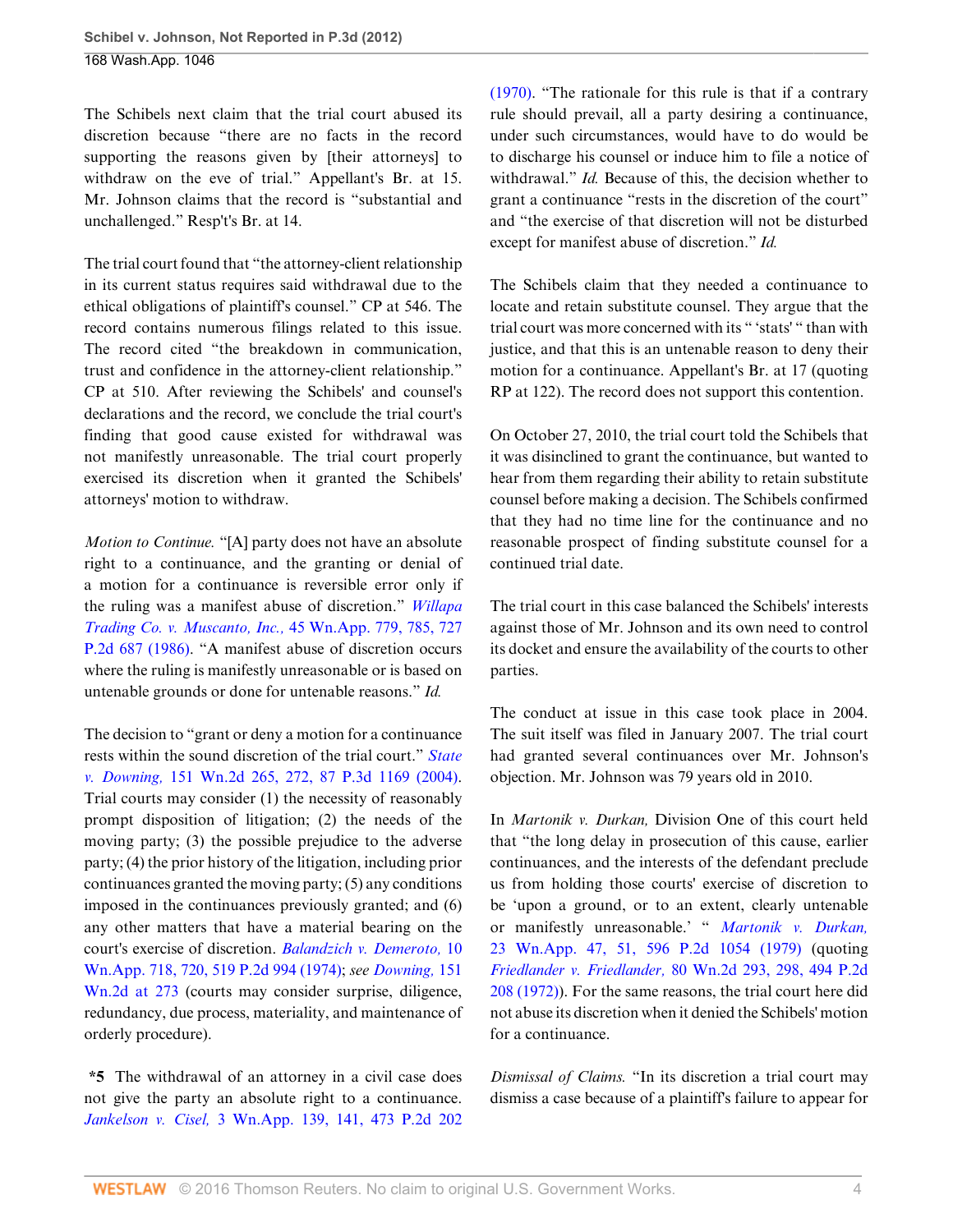The Schibels next claim that the trial court abused its discretion because "there are no facts in the record supporting the reasons given by [their attorneys] to withdraw on the eve of trial." Appellant's Br. at 15. Mr. Johnson claims that the record is "substantial and unchallenged." Resp't's Br. at 14.

The trial court found that "the attorney-client relationship in its current status requires said withdrawal due to the ethical obligations of plaintiff's counsel." CP at 546. The record contains numerous filings related to this issue. The record cited "the breakdown in communication, trust and confidence in the attorney-client relationship." CP at 510. After reviewing the Schibels' and counsel's declarations and the record, we conclude the trial court's finding that good cause existed for withdrawal was not manifestly unreasonable. The trial court properly exercised its discretion when it granted the Schibels' attorneys' motion to withdraw.

*Motion to Continue.* "[A] party does not have an absolute right to a continuance, and the granting or denial of a motion for a continuance is reversible error only if the ruling was a manifest abuse of discretion." *Willapa Trading Co. v. Muscanto, Inc.,* 45 Wn.App. 779, 785, 727 P.2d 687 (1986). "A manifest abuse of discretion occurs where the ruling is manifestly unreasonable or is based on untenable grounds or done for untenable reasons." *Id.*

The decision to "grant or deny a motion for a continuance rests within the sound discretion of the trial court." *State v. Downing,* 151 Wn.2d 265, 272, 87 P.3d 1169 (2004). Trial courts may consider (1) the necessity of reasonably prompt disposition of litigation; (2) the needs of the moving party; (3) the possible prejudice to the adverse party; (4) the prior history of the litigation, including prior continuances granted the moving party; (5) any conditions imposed in the continuances previously granted; and (6) any other matters that have a material bearing on the court's exercise of discretion. *Balandzich v. Demeroto,* 10 Wn.App. 718, 720, 519 P.2d 994 (1974); *see Downing,* 151 Wn.2d at 273 (courts may consider surprise, diligence, redundancy, due process, materiality, and maintenance of orderly procedure).

**\*5** The withdrawal of an attorney in a civil case does not give the party an absolute right to a continuance. *Jankelson v. Cisel,* 3 Wn.App. 139, 141, 473 P.2d 202 (1970). "The rationale for this rule is that if a contrary rule should prevail, all a party desiring a continuance, under such circumstances, would have to do would be to discharge his counsel or induce him to file a notice of withdrawal." *Id.* Because of this, the decision whether to grant a continuance "rests in the discretion of the court" and "the exercise of that discretion will not be disturbed except for manifest abuse of discretion." *Id.*

The Schibels claim that they needed a continuance to locate and retain substitute counsel. They argue that the trial court was more concerned with its " 'stats' " than with justice, and that this is an untenable reason to deny their motion for a continuance. Appellant's Br. at 17 (quoting RP at 122). The record does not support this contention.

On October 27, 2010, the trial court told the Schibels that it was disinclined to grant the continuance, but wanted to hear from them regarding their ability to retain substitute counsel before making a decision. The Schibels confirmed that they had no time line for the continuance and no reasonable prospect of finding substitute counsel for a continued trial date.

The trial court in this case balanced the Schibels' interests against those of Mr. Johnson and its own need to control its docket and ensure the availability of the courts to other parties.

The conduct at issue in this case took place in 2004. The suit itself was filed in January 2007. The trial court had granted several continuances over Mr. Johnson's objection. Mr. Johnson was 79 years old in 2010.

In *Martonik v. Durkan,* Division One of this court held that "the long delay in prosecution of this cause, earlier continuances, and the interests of the defendant preclude us from holding those courts' exercise of discretion to be 'upon a ground, or to an extent, clearly untenable or manifestly unreasonable.' " *Martonik v. Durkan,* 23 Wn.App. 47, 51, 596 P.2d 1054 (1979) (quoting *Friedlander v. Friedlander,* 80 Wn.2d 293, 298, 494 P.2d 208 (1972)). For the same reasons, the trial court here did not abuse its discretion when it denied the Schibels' motion for a continuance.

*Dismissal of Claims.* "In its discretion a trial court may dismiss a case because of a plaintiff's failure to appear for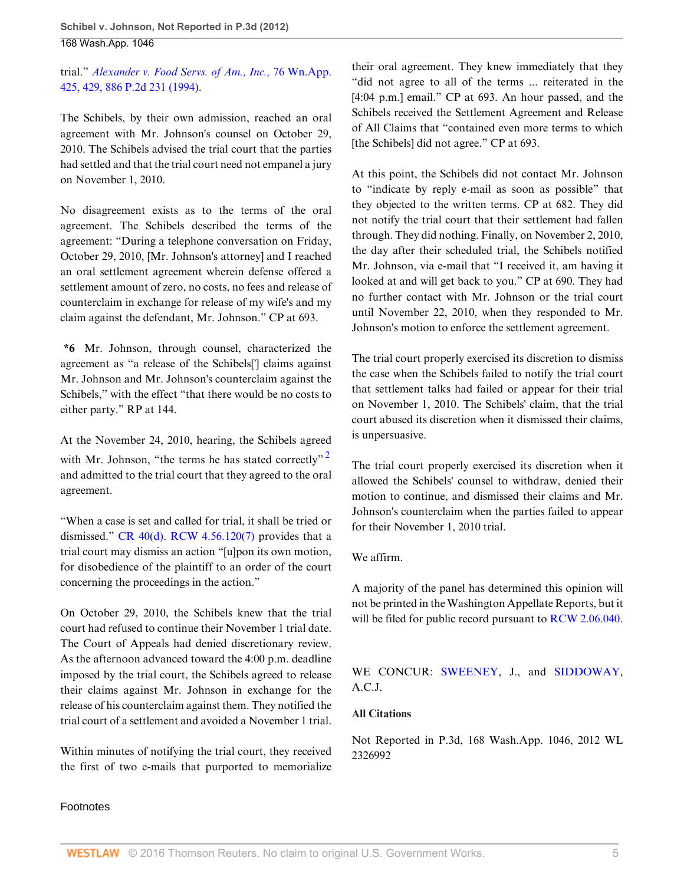trial." *Alexander v. Food Servs. of Am., Inc.,* 76 Wn.App. 425, 429, 886 P.2d 231 (1994).

The Schibels, by their own admission, reached an oral agreement with Mr. Johnson's counsel on October 29, 2010. The Schibels advised the trial court that the parties had settled and that the trial court need not empanel a jury on November 1, 2010.

No disagreement exists as to the terms of the oral agreement. The Schibels described the terms of the agreement: "During a telephone conversation on Friday, October 29, 2010, [Mr. Johnson's attorney] and I reached an oral settlement agreement wherein defense offered a settlement amount of zero, no costs, no fees and release of counterclaim in exchange for release of my wife's and my claim against the defendant, Mr. Johnson." CP at 693.

**\*6** Mr. Johnson, through counsel, characterized the agreement as "a release of the Schibels['] claims against Mr. Johnson and Mr. Johnson's counterclaim against the Schibels," with the effect "that there would be no costs to either party." RP at 144.

At the November 24, 2010, hearing, the Schibels agreed with Mr. Johnson, "the terms he has stated correctly" [2] and admitted to the trial court that they agreed to the oral agreement.

"When a case is set and called for trial, it shall be tried or dismissed." CR 40(d). RCW 4.56.120(7) provides that a trial court may dismiss an action "[u]pon its own motion, for disobedience of the plaintiff to an order of the court concerning the proceedings in the action."

On October 29, 2010, the Schibels knew that the trial court had refused to continue their November 1 trial date. The Court of Appeals had denied discretionary review. As the afternoon advanced toward the 4:00 p.m. deadline imposed by the trial court, the Schibels agreed to release their claims against Mr. Johnson in exchange for the release of his counterclaim against them. They notified the trial court of a settlement and avoided a November 1 trial.

Within minutes of notifying the trial court, they received the first of two e-mails that purported to memorialize their oral agreement. They knew immediately that they "did not agree to all of the terms ... reiterated in the [4:04 p.m.] email." CP at 693. An hour passed, and the Schibels received the Settlement Agreement and Release of All Claims that "contained even more terms to which [the Schibels] did not agree." CP at 693.

At this point, the Schibels did not contact Mr. Johnson to "indicate by reply e-mail as soon as possible" that they objected to the written terms. CP at 682. They did not notify the trial court that their settlement had fallen through. They did nothing. Finally, on November 2, 2010, the day after their scheduled trial, the Schibels notified Mr. Johnson, via e-mail that "I received it, am having it looked at and will get back to you." CP at 690. They had no further contact with Mr. Johnson or the trial court until November 22, 2010, when they responded to Mr. Johnson's motion to enforce the settlement agreement.

The trial court properly exercised its discretion to dismiss the case when the Schibels failed to notify the trial court that settlement talks had failed or appear for their trial on November 1, 2010. The Schibels' claim, that the trial court abused its discretion when it dismissed their claims, is unpersuasive.

The trial court properly exercised its discretion when it allowed the Schibels' counsel to withdraw, denied their motion to continue, and dismissed their claims and Mr. Johnson's counterclaim when the parties failed to appear for their November 1, 2010 trial.

We affirm.

A majority of the panel has determined this opinion will not be printed in the Washington Appellate Reports, but it will be filed for public record pursuant to RCW 2.06.040.

WE CONCUR: SWEENEY, J., and SIDDOWAY, A.C.J.

**All Citations**

Not Reported in P.3d, 168 Wash.App. 1046, 2012 WL 2326992

Footnotes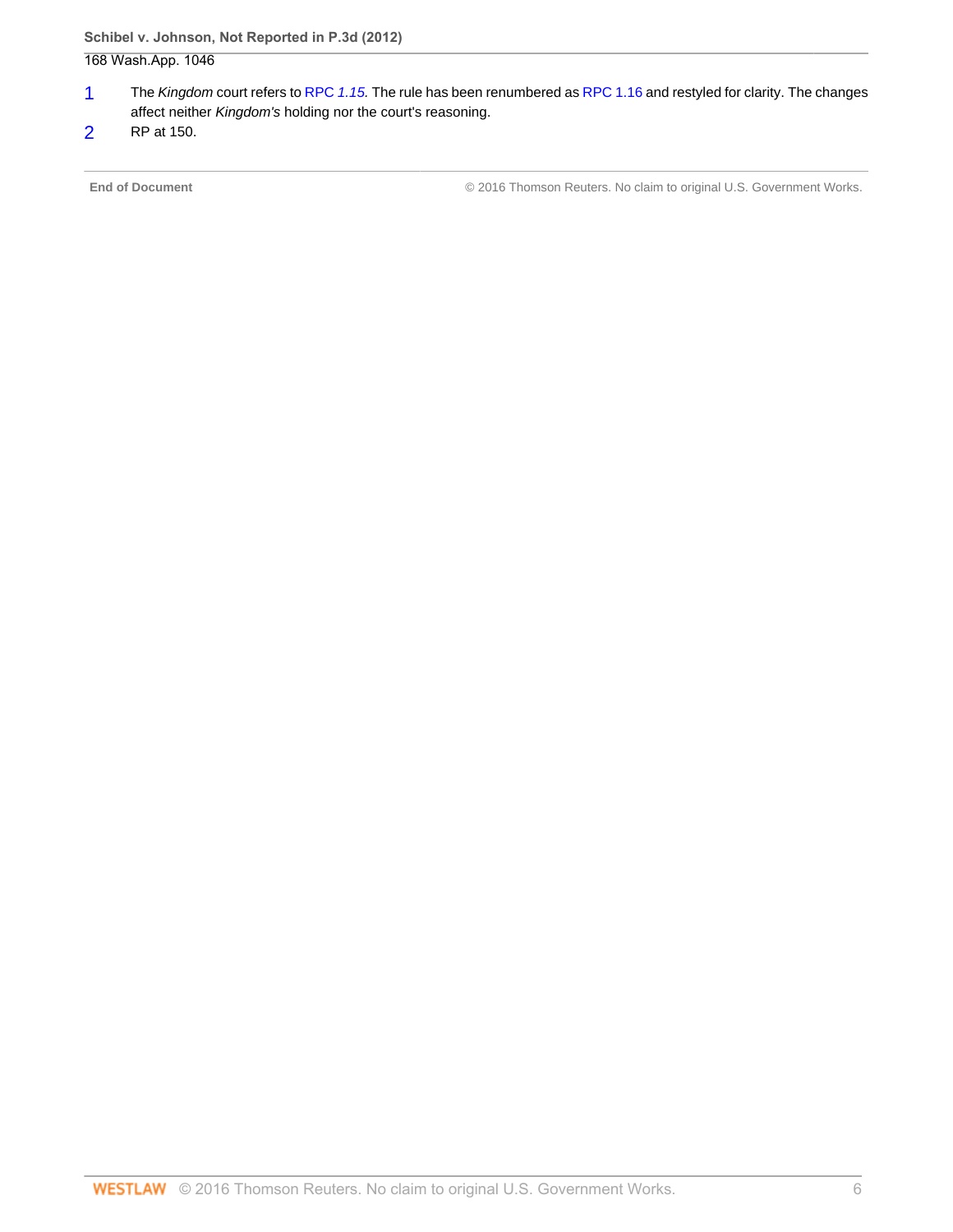1 The *Kingdom* court refers to RPC *1.15.* The rule has been renumbered as RPC 1.16 and restyled for clarity. The changes affect neither *Kingdom's* holding nor the court's reasoning.

2 RP at 150.

End of Document © 2016 Thomson Reuters. No claim to original U.S. Government Works.